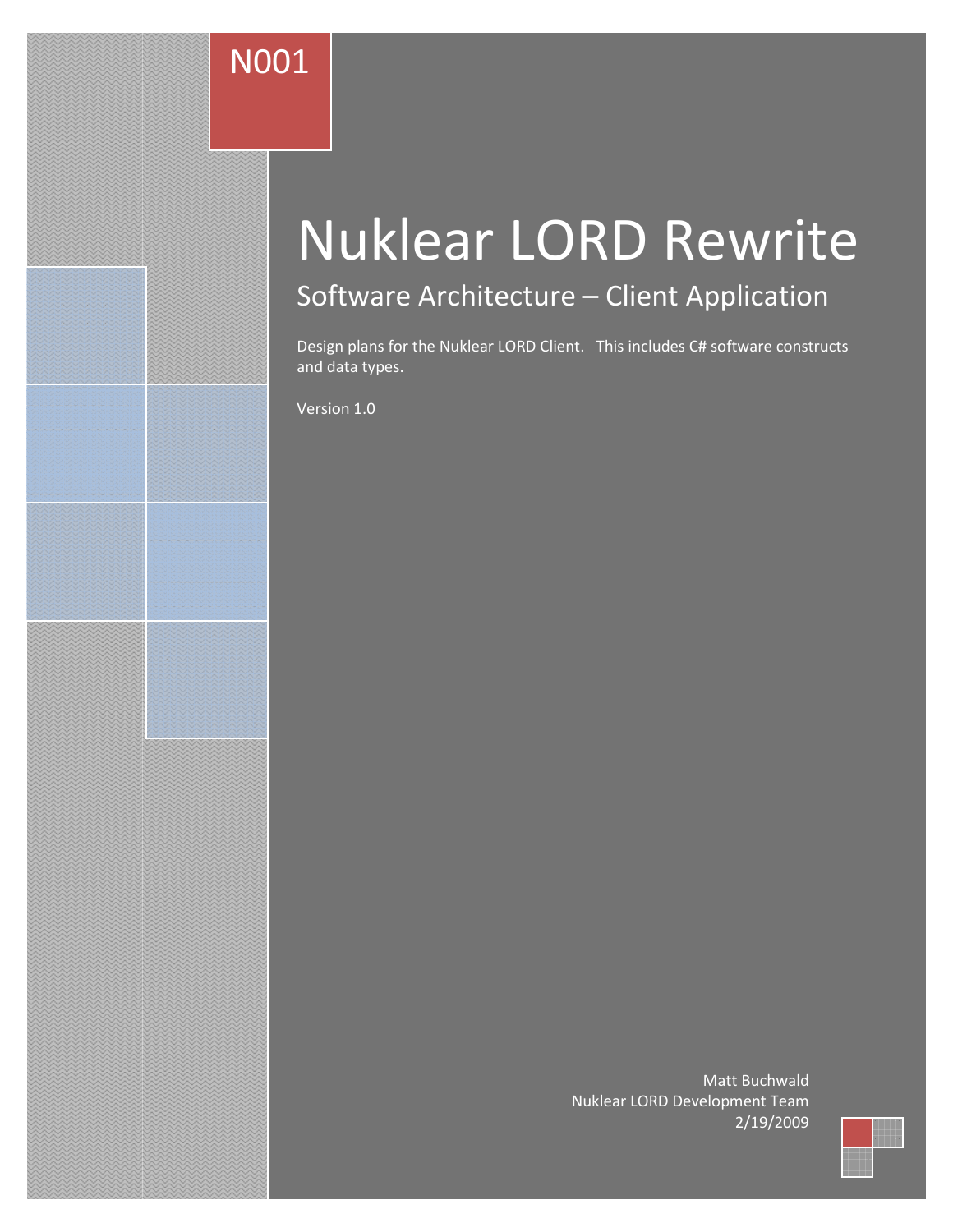N001

# Nuklear LORD Rewrite

## Software Architecture – Client Application

Design plans for the Nuklear LORD Client. This includes C# software constructs and data types.

Version 1.0

Matt Buchwald
Nuklear LORD Development Team
2/19/2009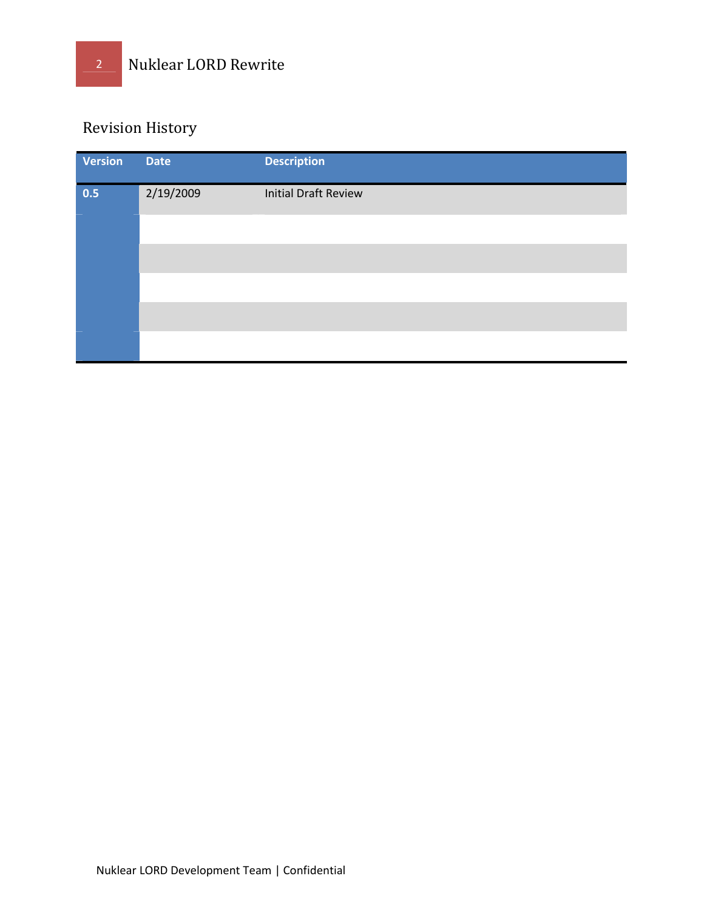## Revision History

| Version | Date | Description |
|---|---|---|
| **0.5** | 2/19/2009 | Initial Draft Review |
| | | |
| | | |
| | | |
| | | |
| | | |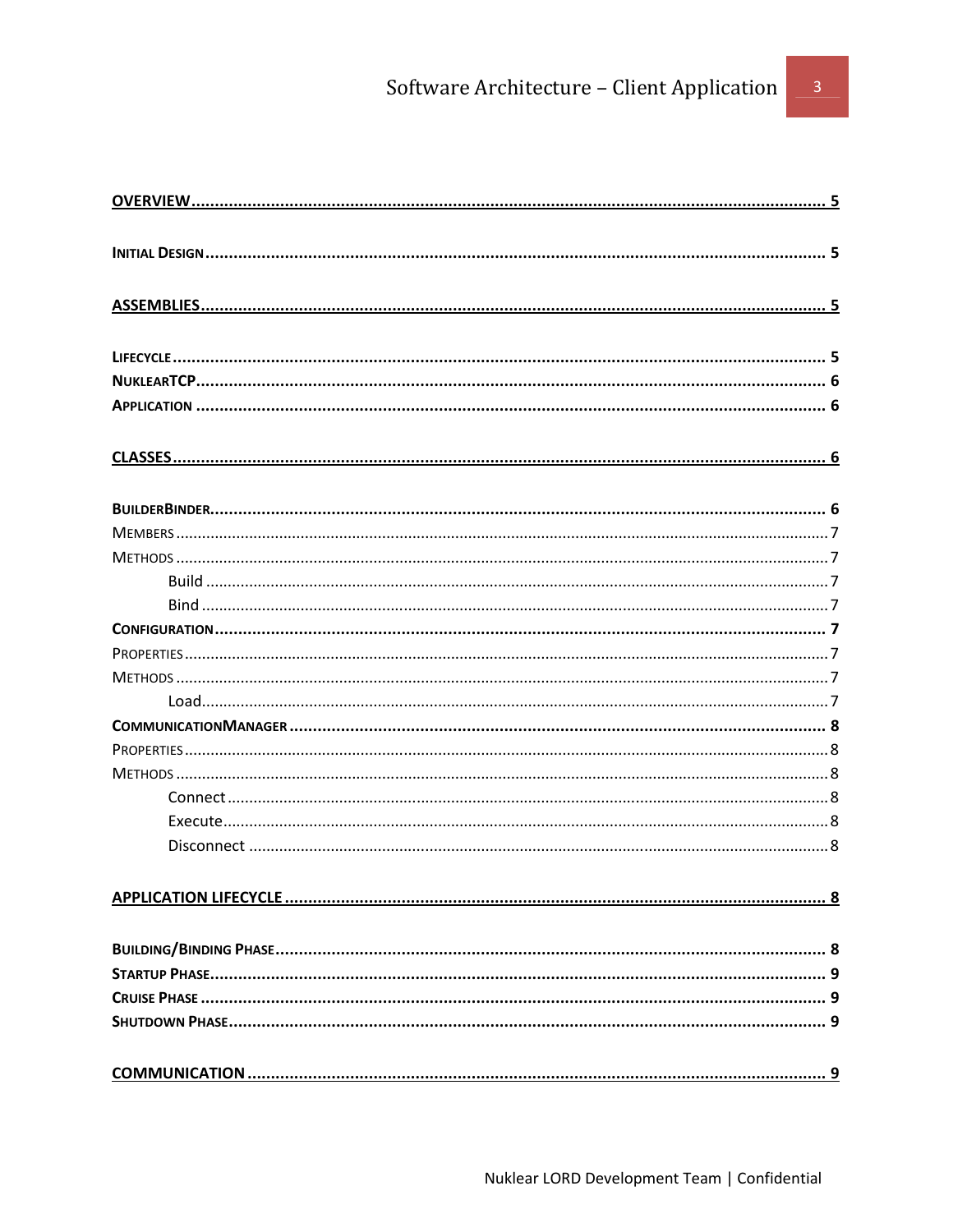OVERVIEW ..... 5

INITIAL DESIGN ..... 5

ASSEMBLIES ..... 5

LIFECYCLE ..... 5
NUKLEARTCP ..... 6
APPLICATION ..... 6

CLASSES ..... 6

BUILDERBINDER ..... 6
MEMBERS ..... 7
METHODS ..... 7
    Build ..... 7
    Bind ..... 7
CONFIGURATION ..... 7
PROPERTIES ..... 7
METHODS ..... 7
    Load ..... 7
COMMUNICATIONMANAGER ..... 8
PROPERTIES ..... 8
METHODS ..... 8
    Connect ..... 8
    Execute ..... 8
    Disconnect ..... 8

APPLICATION LIFECYCLE ..... 8

BUILDING/BINDING PHASE ..... 8
STARTUP PHASE ..... 9
CRUISE PHASE ..... 9
SHUTDOWN PHASE ..... 9

COMMUNICATION ..... 9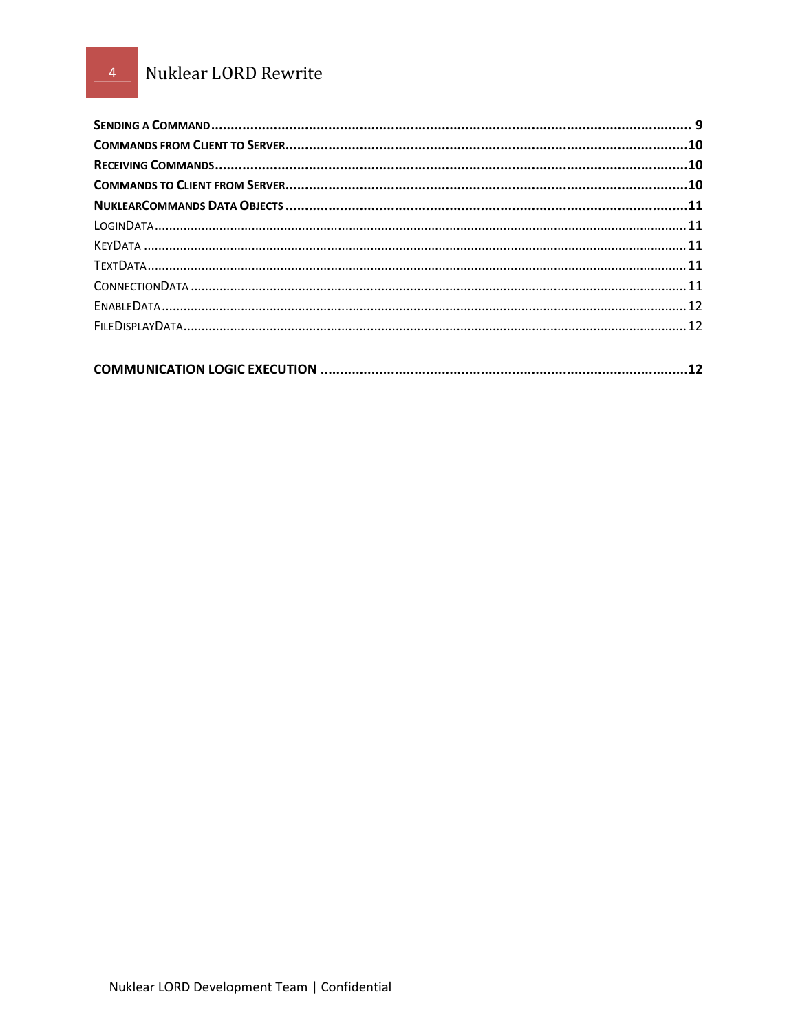**Sending a Command** .......... 9
**Commands from Client to Server** .......... 10
**Receiving Commands** .......... 10
**Commands to Client from Server** .......... 10
**NuklearCommands Data Objects** .......... 11
LoginData .......... 11
KeyData .......... 11
TextData .......... 11
ConnectionData .......... 11
EnableData .......... 12
FileDisplayData .......... 12

**COMMUNICATION LOGIC EXECUTION** .......... 12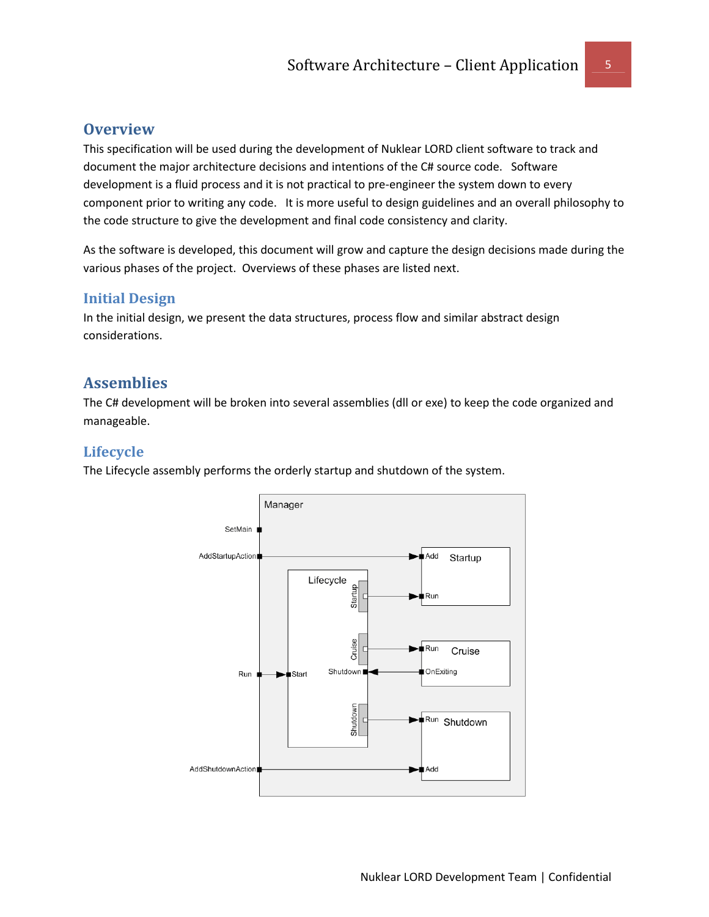## Overview

This specification will be used during the development of Nuklear LORD client software to track and document the major architecture decisions and intentions of the C# source code. Software development is a fluid process and it is not practical to pre-engineer the system down to every component prior to writing any code. It is more useful to design guidelines and an overall philosophy to the code structure to give the development and final code consistency and clarity.

As the software is developed, this document will grow and capture the design decisions made during the various phases of the project. Overviews of these phases are listed next.

### Initial Design

In the initial design, we present the data structures, process flow and similar abstract design considerations.

## Assemblies

The C# development will be broken into several assemblies (dll or exe) to keep the code organized and manageable.

### Lifecycle

The Lifecycle assembly performs the orderly startup and shutdown of the system.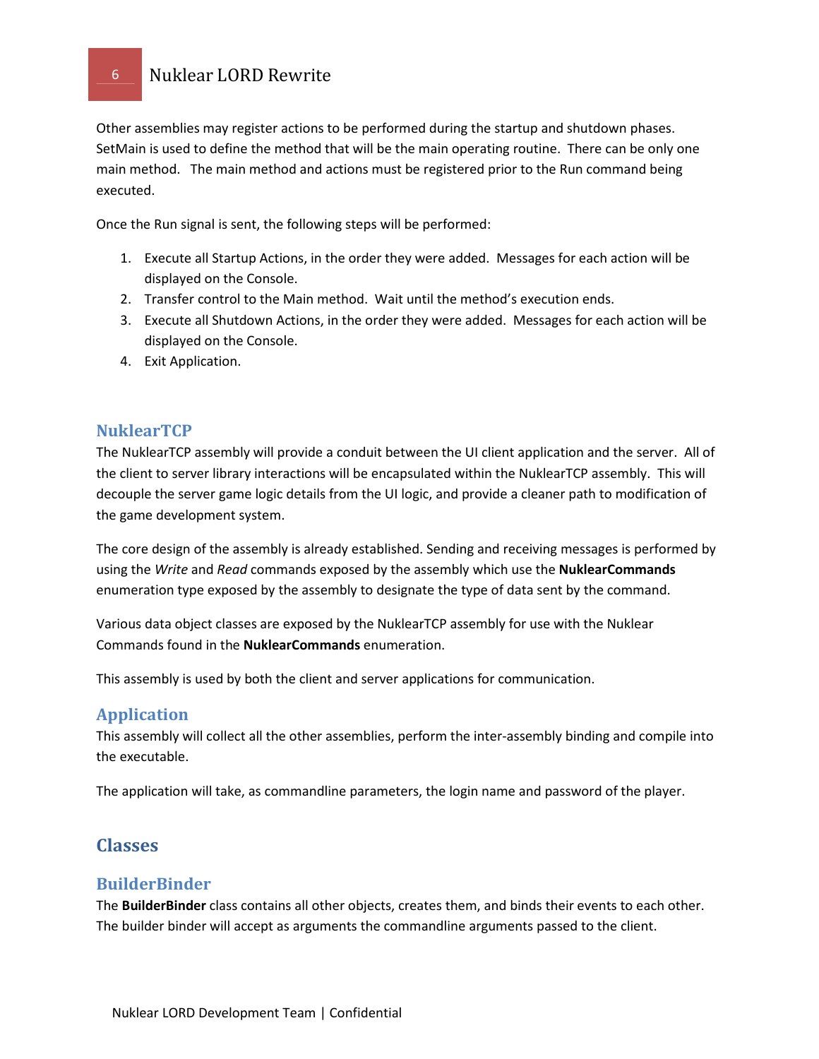Other assemblies may register actions to be performed during the startup and shutdown phases. SetMain is used to define the method that will be the main operating routine. There can be only one main method. The main method and actions must be registered prior to the Run command being executed.

Once the Run signal is sent, the following steps will be performed:

1. Execute all Startup Actions, in the order they were added. Messages for each action will be displayed on the Console.
2. Transfer control to the Main method. Wait until the method's execution ends.
3. Execute all Shutdown Actions, in the order they were added. Messages for each action will be displayed on the Console.
4. Exit Application.

### NuklearTCP

The NuklearTCP assembly will provide a conduit between the UI client application and the server. All of the client to server library interactions will be encapsulated within the NuklearTCP assembly. This will decouple the server game logic details from the UI logic, and provide a cleaner path to modification of the game development system.

The core design of the assembly is already established. Sending and receiving messages is performed by using the *Write* and *Read* commands exposed by the assembly which use the **NuklearCommands** enumeration type exposed by the assembly to designate the type of data sent by the command.

Various data object classes are exposed by the NuklearTCP assembly for use with the Nuklear Commands found in the **NuklearCommands** enumeration.

This assembly is used by both the client and server applications for communication.

### Application

This assembly will collect all the other assemblies, perform the inter-assembly binding and compile into the executable.

The application will take, as commandline parameters, the login name and password of the player.

## Classes

### BuilderBinder

The **BuilderBinder** class contains all other objects, creates them, and binds their events to each other. The builder binder will accept as arguments the commandline arguments passed to the client.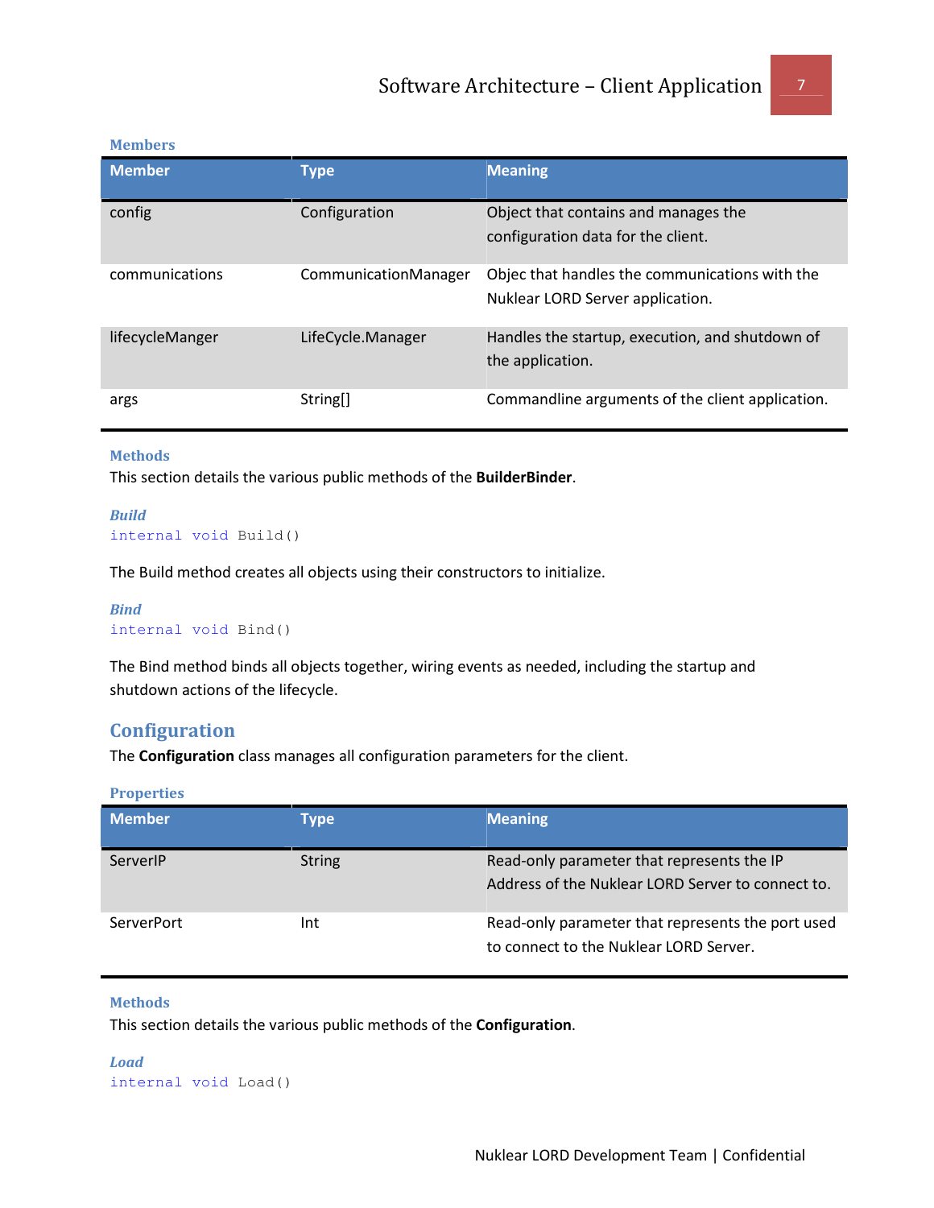#### Members

| Member | Type | Meaning |
|---|---|---|
| config | Configuration | Object that contains and manages the configuration data for the client. |
| communications | CommunicationManager | Objec that handles the communications with the Nuklear LORD Server application. |
| lifecycleManger | LifeCycle.Manager | Handles the startup, execution, and shutdown of the application. |
| args | String[] | Commandline arguments of the client application. |

#### Methods

This section details the various public methods of the **BuilderBinder**.

##### *Build*

```
internal void Build()
```

The Build method creates all objects using their constructors to initialize.

##### *Bind*

```
internal void Bind()
```

The Bind method binds all objects together, wiring events as needed, including the startup and shutdown actions of the lifecycle.

## Configuration

The **Configuration** class manages all configuration parameters for the client.

#### Properties

| Member | Type | Meaning |
|---|---|---|
| ServerIP | String | Read-only parameter that represents the IP Address of the Nuklear LORD Server to connect to. |
| ServerPort | Int | Read-only parameter that represents the port used to connect to the Nuklear LORD Server. |

#### Methods

This section details the various public methods of the **Configuration**.

##### *Load*

```
internal void Load()
```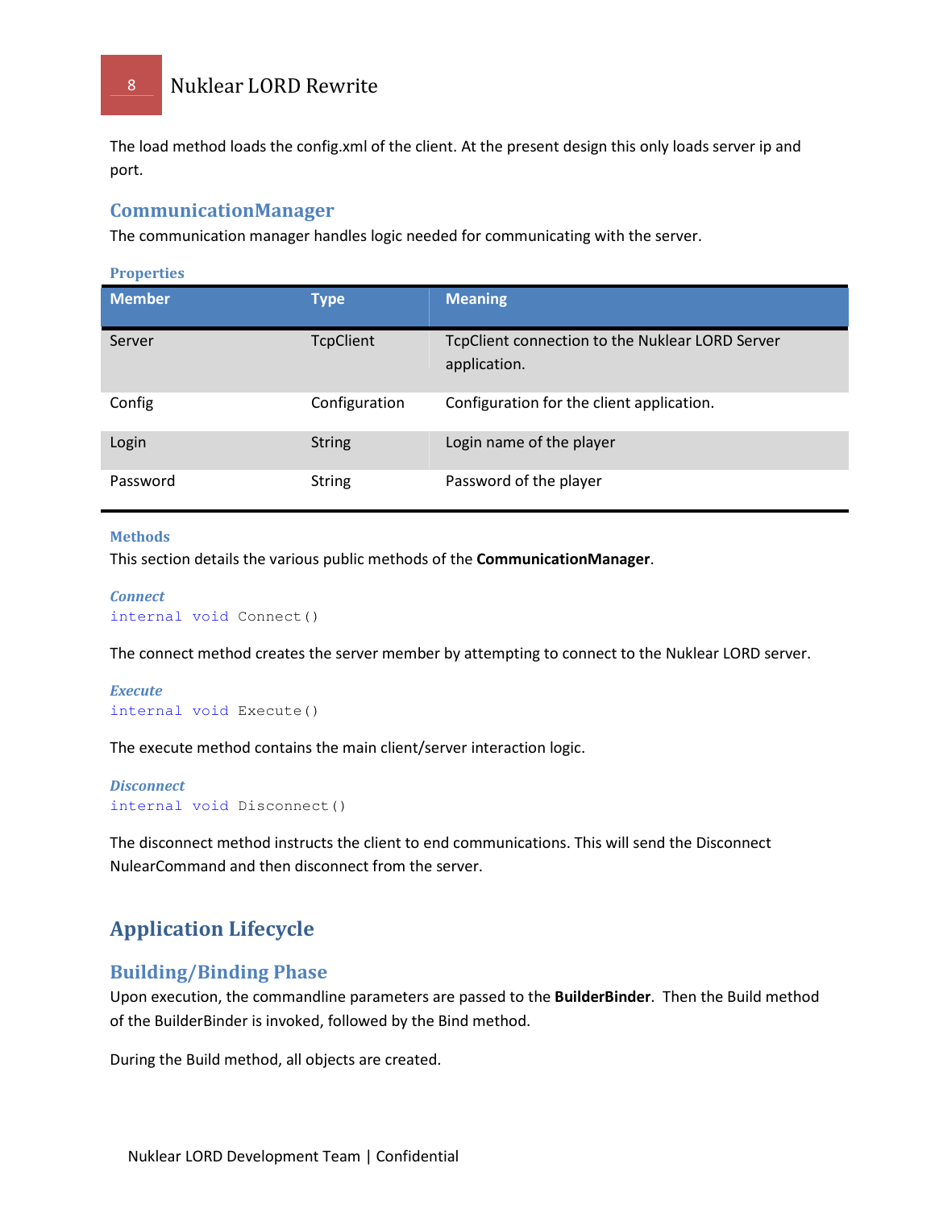The load method loads the config.xml of the client. At the present design this only loads server ip and port.

## CommunicationManager

The communication manager handles logic needed for communicating with the server.

#### Properties

| Member | Type | Meaning |
|---|---|---|
| Server | TcpClient | TcpClient connection to the Nuklear LORD Server application. |
| Config | Configuration | Configuration for the client application. |
| Login | String | Login name of the player |
| Password | String | Password of the player |

#### Methods

This section details the various public methods of the **CommunicationManager**.

##### *Connect*

```
internal void Connect()
```

The connect method creates the server member by attempting to connect to the Nuklear LORD server.

##### *Execute*

```
internal void Execute()
```

The execute method contains the main client/server interaction logic.

##### *Disconnect*

```
internal void Disconnect()
```

The disconnect method instructs the client to end communications. This will send the Disconnect NulearCommand and then disconnect from the server.

# Application Lifecycle

## Building/Binding Phase

Upon execution, the commandline parameters are passed to the **BuilderBinder**. Then the Build method of the BuilderBinder is invoked, followed by the Bind method.

During the Build method, all objects are created.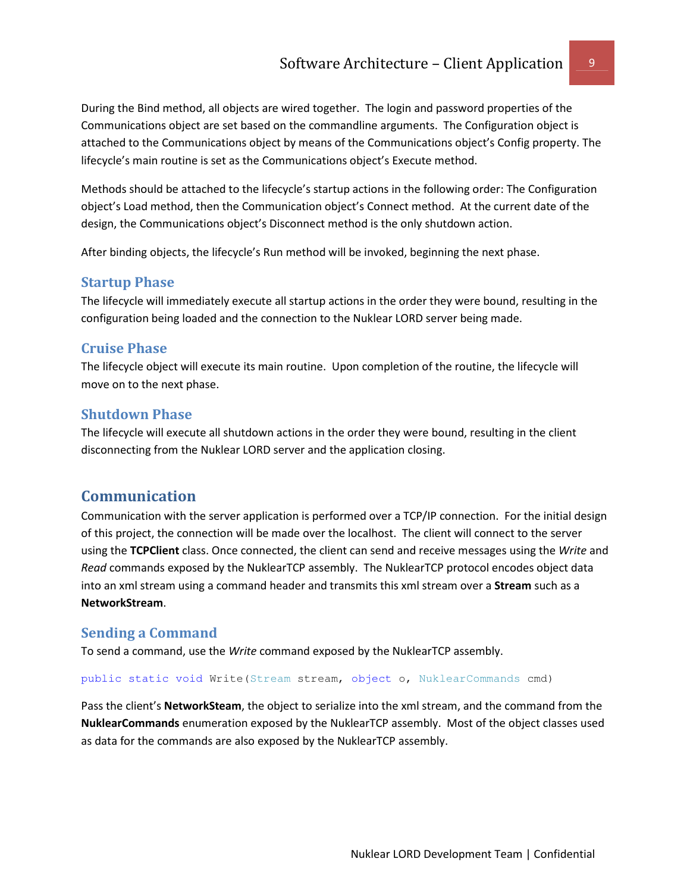During the Bind method, all objects are wired together. The login and password properties of the Communications object are set based on the commandline arguments. The Configuration object is attached to the Communications object by means of the Communications object's Config property. The lifecycle's main routine is set as the Communications object's Execute method.

Methods should be attached to the lifecycle's startup actions in the following order: The Configuration object's Load method, then the Communication object's Connect method. At the current date of the design, the Communications object's Disconnect method is the only shutdown action.

After binding objects, the lifecycle's Run method will be invoked, beginning the next phase.

### Startup Phase

The lifecycle will immediately execute all startup actions in the order they were bound, resulting in the configuration being loaded and the connection to the Nuklear LORD server being made.

### Cruise Phase

The lifecycle object will execute its main routine. Upon completion of the routine, the lifecycle will move on to the next phase.

### Shutdown Phase

The lifecycle will execute all shutdown actions in the order they were bound, resulting in the client disconnecting from the Nuklear LORD server and the application closing.

## Communication

Communication with the server application is performed over a TCP/IP connection. For the initial design of this project, the connection will be made over the localhost. The client will connect to the server using the **TCPClient** class. Once connected, the client can send and receive messages using the *Write* and *Read* commands exposed by the NuklearTCP assembly. The NuklearTCP protocol encodes object data into an xml stream using a command header and transmits this xml stream over a **Stream** such as a **NetworkStream**.

### Sending a Command

To send a command, use the *Write* command exposed by the NuklearTCP assembly.

```
public static void Write(Stream stream, object o, NuklearCommands cmd)
```

Pass the client's **NetworkSteam**, the object to serialize into the xml stream, and the command from the **NuklearCommands** enumeration exposed by the NuklearTCP assembly. Most of the object classes used as data for the commands are also exposed by the NuklearTCP assembly.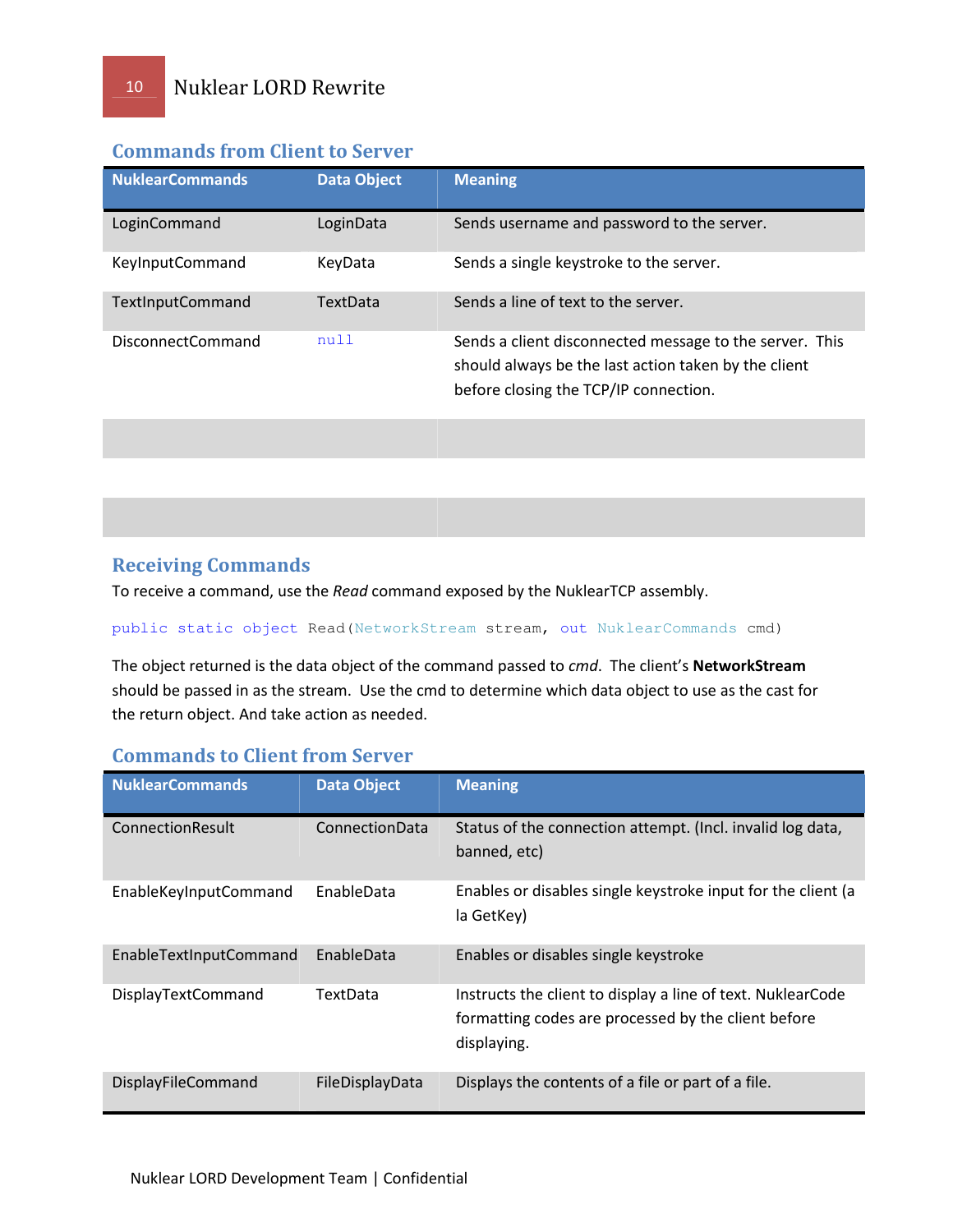## Commands from Client to Server

| NuklearCommands | Data Object | Meaning |
|---|---|---|
| LoginCommand | LoginData | Sends username and password to the server. |
| KeyInputCommand | KeyData | Sends a single keystroke to the server. |
| TextInputCommand | TextData | Sends a line of text to the server. |
| DisconnectCommand | `null` | Sends a client disconnected message to the server. This should always be the last action taken by the client before closing the TCP/IP connection. |
| | | |
| | | |
| | | |

## Receiving Commands

To receive a command, use the *Read* command exposed by the NuklearTCP assembly.

```
public static object Read(NetworkStream stream, out NuklearCommands cmd)
```

The object returned is the data object of the command passed to *cmd*. The client's **NetworkStream** should be passed in as the stream. Use the cmd to determine which data object to use as the cast for the return object. And take action as needed.

## Commands to Client from Server

| NuklearCommands | Data Object | Meaning |
|---|---|---|
| ConnectionResult | ConnectionData | Status of the connection attempt. (Incl. invalid log data, banned, etc) |
| EnableKeyInputCommand | EnableData | Enables or disables single keystroke input for the client (a la GetKey) |
| EnableTextInputCommand | EnableData | Enables or disables single keystroke |
| DisplayTextCommand | TextData | Instructs the client to display a line of text. NuklearCode formatting codes are processed by the client before displaying. |
| DisplayFileCommand | FileDisplayData | Displays the contents of a file or part of a file. |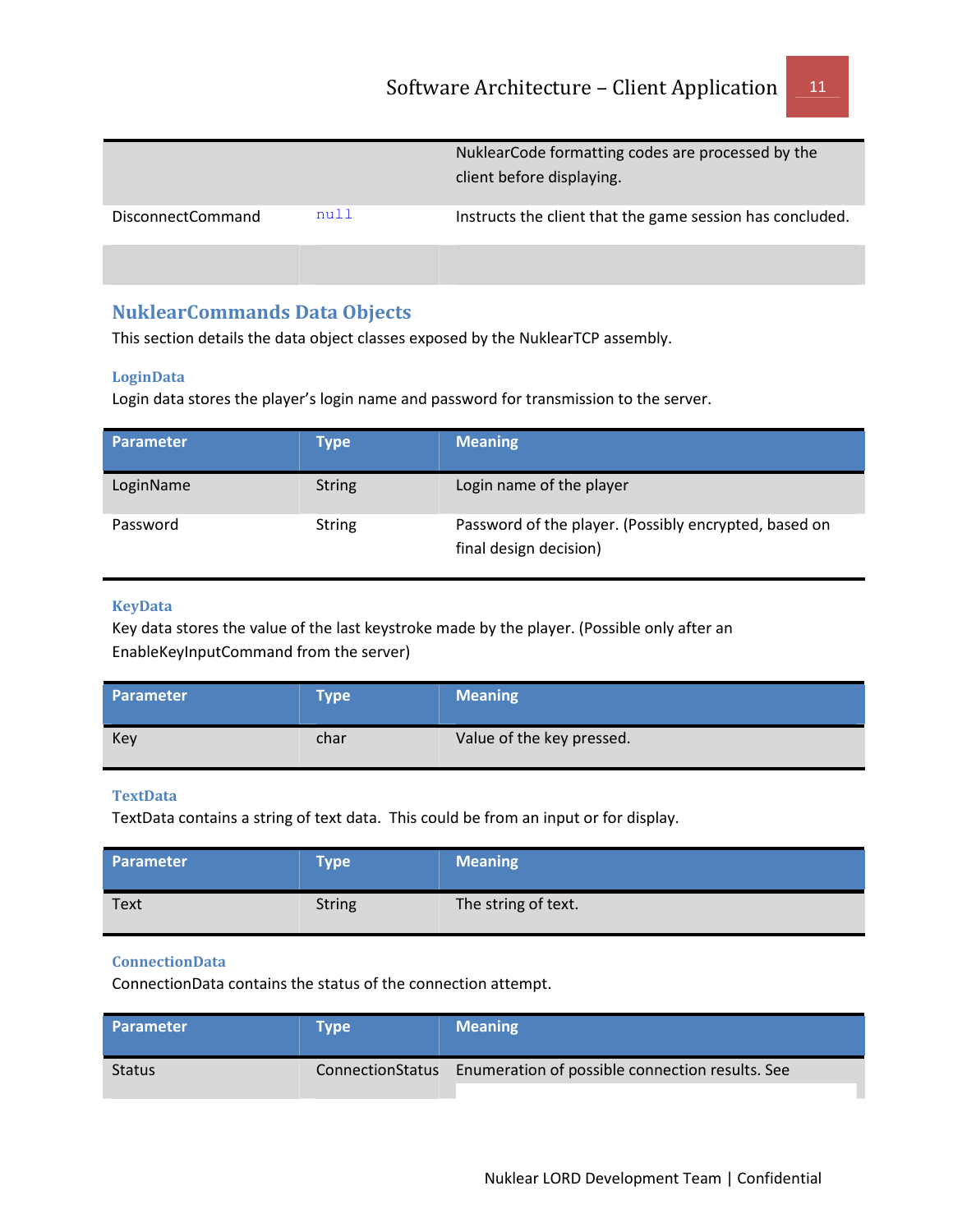| | | |
|---|---|---|
| | | NuklearCode formatting codes are processed by the client before displaying. |
| DisconnectCommand | `null` | Instructs the client that the game session has concluded. |
| | | |

## NuklearCommands Data Objects

This section details the data object classes exposed by the NuklearTCP assembly.

### LoginData

Login data stores the player's login name and password for transmission to the server.

| Parameter | Type | Meaning |
|---|---|---|
| LoginName | String | Login name of the player |
| Password | String | Password of the player. (Possibly encrypted, based on final design decision) |

### KeyData

Key data stores the value of the last keystroke made by the player. (Possible only after an EnableKeyInputCommand from the server)

| Parameter | Type | Meaning |
|---|---|---|
| Key | char | Value of the key pressed. |

### TextData

TextData contains a string of text data. This could be from an input or for display.

| Parameter | Type | Meaning |
|---|---|---|
| Text | String | The string of text. |

### ConnectionData

ConnectionData contains the status of the connection attempt.

| Parameter | Type | Meaning |
|---|---|---|
| Status | ConnectionStatus | Enumeration of possible connection results. See |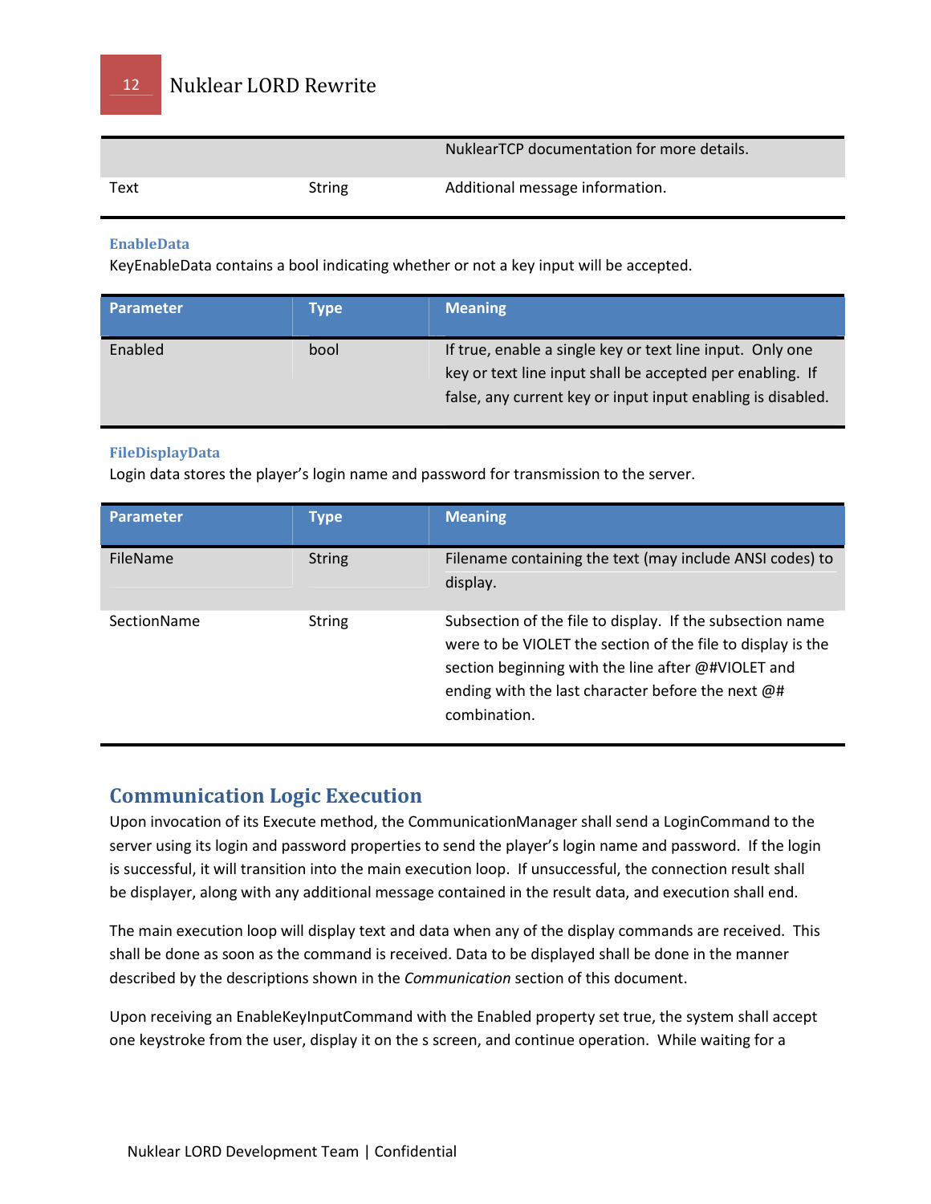| | | NuklearTCP documentation for more details. |
|---|---|---|
| Text | String | Additional message information. |

### EnableData

KeyEnableData contains a bool indicating whether or not a key input will be accepted.

| Parameter | Type | Meaning |
|---|---|---|
| Enabled | bool | If true, enable a single key or text line input. Only one key or text line input shall be accepted per enabling. If false, any current key or input input enabling is disabled. |

### FileDisplayData

Login data stores the player's login name and password for transmission to the server.

| Parameter | Type | Meaning |
|---|---|---|
| FileName | String | Filename containing the text (may include ANSI codes) to display. |
| SectionName | String | Subsection of the file to display. If the subsection name were to be VIOLET the section of the file to display is the section beginning with the line after @#VIOLET and ending with the last character before the next @# combination. |

## Communication Logic Execution

Upon invocation of its Execute method, the CommunicationManager shall send a LoginCommand to the server using its login and password properties to send the player's login name and password. If the login is successful, it will transition into the main execution loop. If unsuccessful, the connection result shall be displayer, along with any additional message contained in the result data, and execution shall end.

The main execution loop will display text and data when any of the display commands are received. This shall be done as soon as the command is received. Data to be displayed shall be done in the manner described by the descriptions shown in the *Communication* section of this document.

Upon receiving an EnableKeyInputCommand with the Enabled property set true, the system shall accept one keystroke from the user, display it on the s screen, and continue operation. While waiting for a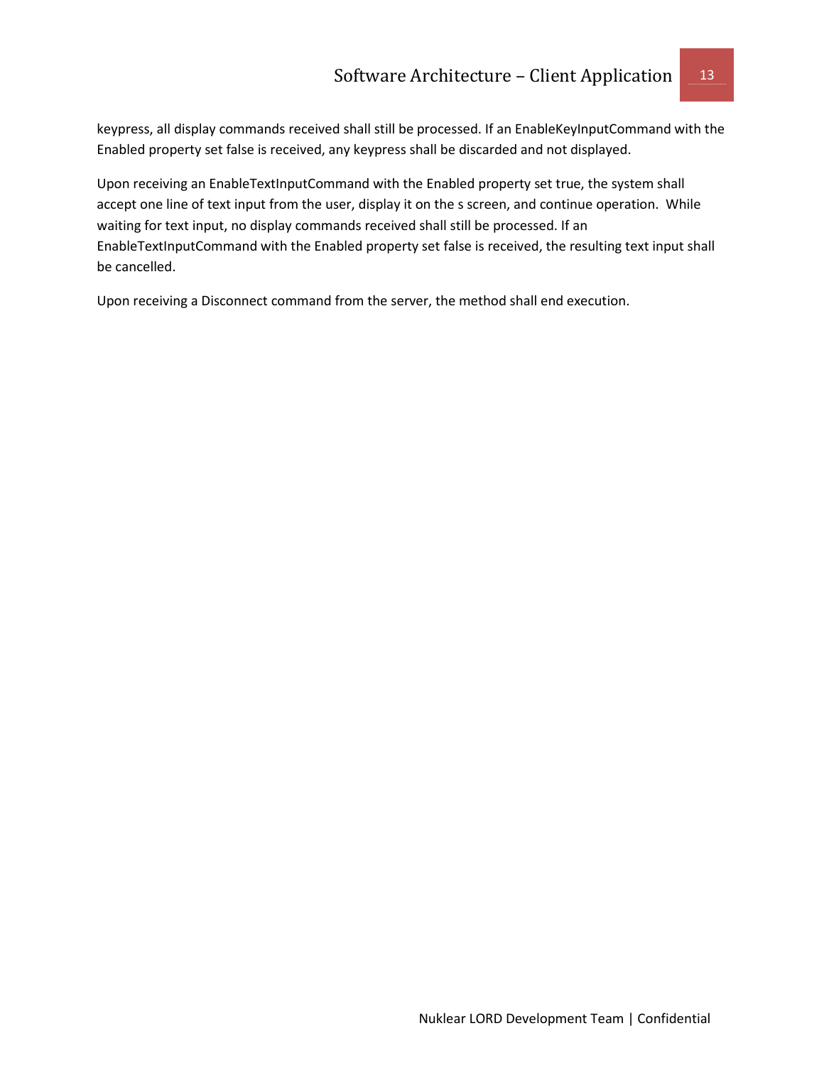keypress, all display commands received shall still be processed. If an EnableKeyInputCommand with the Enabled property set false is received, any keypress shall be discarded and not displayed.

Upon receiving an EnableTextInputCommand with the Enabled property set true, the system shall accept one line of text input from the user, display it on the s screen, and continue operation. While waiting for text input, no display commands received shall still be processed. If an EnableTextInputCommand with the Enabled property set false is received, the resulting text input shall be cancelled.

Upon receiving a Disconnect command from the server, the method shall end execution.